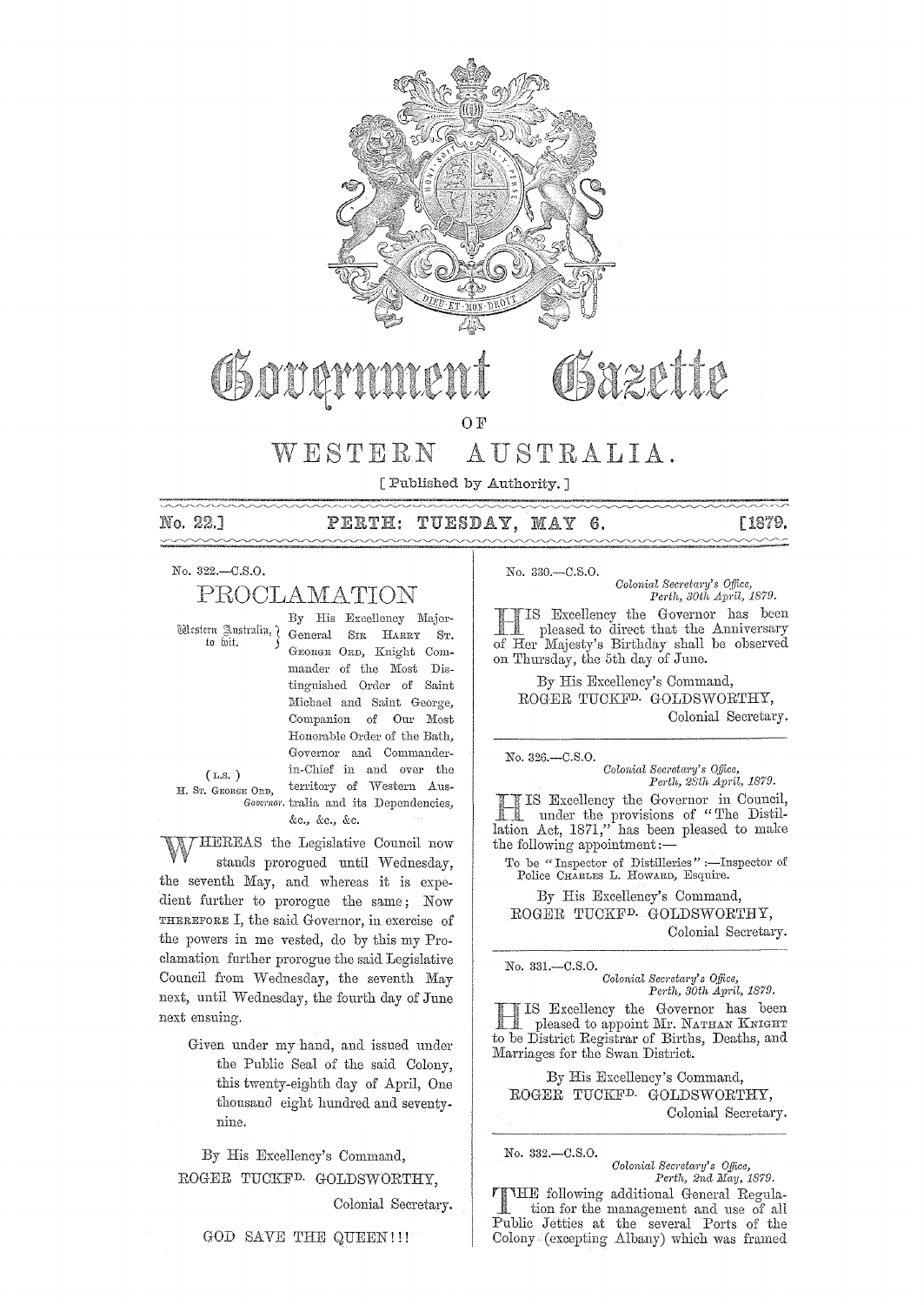# Government Gazette

OF

# WESTERN AUSTRALIA.

[ Published by Authority. ]

No. 22.] PERTH: TUESDAY, MAY 6. [1879.

No. 322.—C.S.O.

## PROCLAMATION

Western Australia, to wit.

(L.S.)
H. ST. GEORGE ORD,
*Governor.*

By His Excellency Major-General SIR HARRY ST. GEORGE ORD, Knight Commander of the Most Distinguished Order of Saint Michael and Saint George, Companion of Our Most Honorable Order of the Bath, Governor and Commander-in-Chief in and over the territory of Western Australia and its Dependencies, &c., &c., &c.

WHEREAS the Legislative Council now stands prorogued until Wednesday, the seventh May, and whereas it is expedient further to prorogue the same; Now THEREFORE I, the said Governor, in exercise of the powers in me vested, do by this my Proclamation further prorogue the said Legislative Council from Wednesday, the seventh May next, until Wednesday, the fourth day of June next ensuing.

Given under my hand, and issued under the Public Seal of the said Colony, this twenty-eighth day of April, One thousand eight hundred and seventy-nine.

By His Excellency's Command,
ROGER TUCKFD. GOLDSWORTHY,
Colonial Secretary.

GOD SAVE THE QUEEN!!!

---

No. 330.—C.S.O.

*Colonial Secretary's Office,*
*Perth, 30th April, 1879.*

HIS Excellency the Governor has been pleased to direct that the Anniversary of Her Majesty's Birthday shall be observed on Thursday, the 5th day of June.

By His Excellency's Command,
ROGER TUCKFD. GOLDSWORTHY,
Colonial Secretary.

---

No. 326.—C.S.O.

*Colonial Secretary's Office,*
*Perth, 28th April, 1879.*

HIS Excellency the Governor in Council, under the provisions of "The Distillation Act, 1871," has been pleased to make the following appointment:—

To be "Inspector of Distilleries":—Inspector of Police CHARLES L. HOWARD, Esquire.

By His Excellency's Command,
ROGER TUCKFD. GOLDSWORTHY,
Colonial Secretary.

---

No. 331.—C.S.O.

*Colonial Secretary's Office,*
*Perth, 30th April, 1879.*

HIS Excellency the Governor has been pleased to appoint Mr. NATHAN KNIGHT to be District Registrar of Births, Deaths, and Marriages for the Swan District.

By His Excellency's Command,
ROGER TUCKFD. GOLDSWORTHY,
Colonial Secretary.

---

No. 332.—C.S.O.

*Colonial Secretary's Office,*
*Perth, 2nd May, 1879.*

THE following additional General Regulation for the management and use of all Public Jetties at the several Ports of the Colony (excepting Albany) which was framed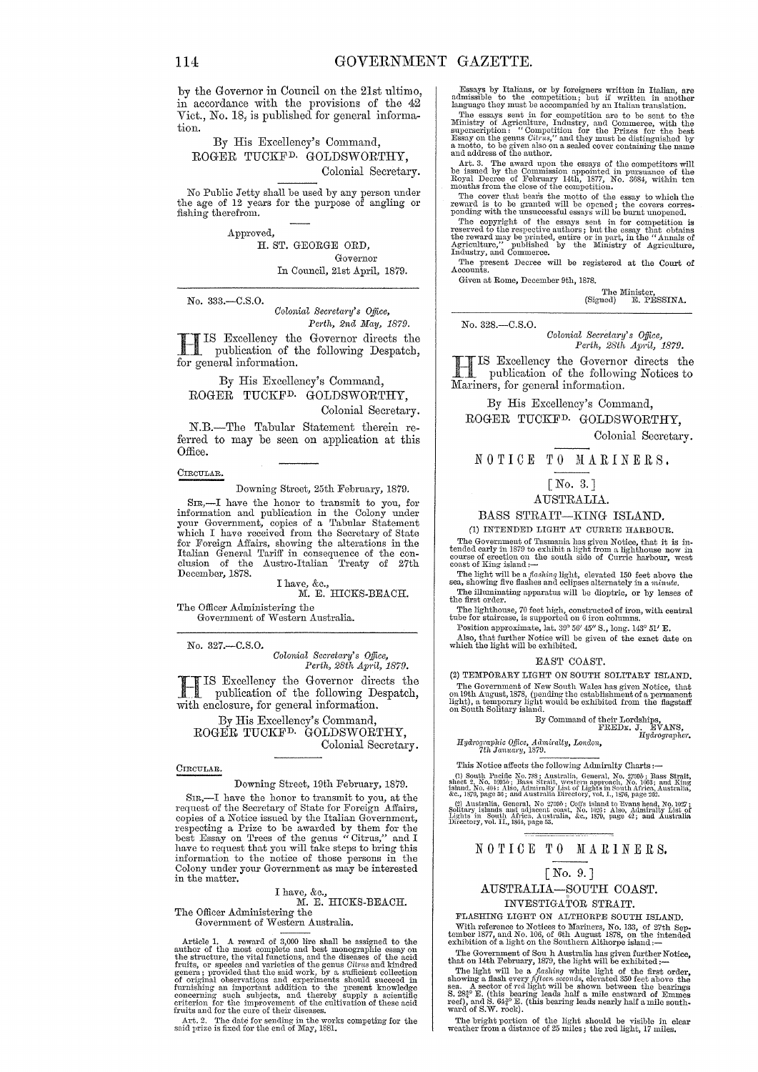by the Governor in Council on the 21st ultimo, in accordance with the provisions of the 42 Vict., No. 18, is published for general information.

By His Excellency's Command,
ROGER TUCKFD. GOLDSWORTHY,
Colonial Secretary.

No Public Jetty shall be used by any person under the age of 12 years for the purpose of angling or fishing therefrom.

Approved,
H. ST. GEORGE ORD,
Governor
In Council, 21st April, 1879.

---

No. 333.—C.S.O.

*Colonial Secretary's Office,*
*Perth, 2nd May, 1879.*

HIS Excellency the Governor directs the publication of the following Despatch, for general information.

By His Excellency's Command,
ROGER TUCKFD. GOLDSWORTHY,
Colonial Secretary.

N.B.—The Tabular Statement therein referred to may be seen on application at this Office.

CIRCULAR.

Downing Street, 25th February, 1879.

SIR,—I have the honor to transmit to you, for information and publication in the Colony under your Government, copies of a Tabular Statement which I have received from the Secretary of State for Foreign Affairs, showing the alterations in the Italian General Tariff in consequence of the conclusion of the Austro-Italian Treaty of 27th December, 1878.

I have, &c.,
M. E. HICKS-BEACH.

The Officer Administering the
Government of Western Australia.

---

No. 327.—C.S.O.

*Colonial Secretary's Office,*
*Perth, 28th April, 1879.*

HIS Excellency the Governor directs the publication of the following Despatch, with enclosure, for general information.

By His Excellency's Command,
ROGER TUCKFD. GOLDSWORTHY,
Colonial Secretary.

CIRCULAR.

Downing Street, 19th February, 1879.

SIR,—I have the honor to transmit to you, at the request of the Secretary of State for Foreign Affairs, copies of a Notice issued by the Italian Government, respecting a Prize to be awarded by them for the best Essay on Trees of the genus "Citrus," and I have to request that you will take steps to bring this information to the notice of those persons in the Colony under your Government as may be interested in the matter.

I have, &c.,
M. E. HICKS-BEACH.

The Officer Administering the
Government of Western Australia.

Article 1. A reward of 3,000 lire shall be assigned to the author of the most complete and best monographic essay on the structure, the vital functions, and the diseases of the acid fruits, or species and varieties of the genus *Citrus* and kindred genera; provided that the said work, by a sufficient collection of original observations and experiments should succeed in furnishing an important addition to the present knowledge concerning such subjects, and thereby supply a scientific criterion for the improvement of the cultivation of these acid fruits and for the cure of their diseases.

Art. 2. The date for sending in the works competing for the said prize is fixed for the end of May, 1881.

Essays by Italians, or by foreigners written in Italian, are admissible to the competition; but if written in another language they must be accompanied by an Italian translation.

The essays sent in for competition are to be sent to the Ministry of Agriculture, Industry, and Commerce, with the superscription: "Competition for the Prizes for the best Essay on the genus *Citrus*," and they must be distinguished by a motto, to be given also on a sealed cover containing the name and address of the author.

Art. 3. The award upon the essays of the competitors will be issued by the Commission appointed in pursuance of the Royal Decree of February 14th, 1877, No. 3684, within ten months from the close of the competition.

The cover that bears the motto of the essay to which the reward is to be granted will be opened; the covers corresponding with the unsuccessful essays will be burnt unopened.

The copyright of the essays sent in for competition is reserved to the respective authors; but the essay that obtains the reward may be printed, entire or in part, in the "Annals of Agriculture," published by the Ministry of Agriculture, Industry, and Commerce.

The present Decree will be registered at the Court of Accounts.

Given at Rome, December 9th, 1878.

The Minister,
(Signed) E. PESSINA.

---

No. 328.—C.S.O.

*Colonial Secretary's Office,*
*Perth, 28th April, 1879.*

HIS Excellency the Governor directs the publication of the following Notices to Mariners, for general information.

By His Excellency's Command,
ROGER TUCKFD. GOLDSWORTHY,
Colonial Secretary.

## NOTICE TO MARINERS.

[No. 3.]

### AUSTRALIA.

### BASS STRAIT—KING ISLAND.

(1) INTENDED LIGHT AT CURRIE HARBOUR.

The Government of Tasmania has given Notice, that it is intended early in 1879 to exhibit a light from a lighthouse now in course of erection on the south side of Currie harbour, west coast of King island:—

The light will be a *flashing* light, elevated 150 feet above the sea, showing five flashes and eclipses alternately in a *minute*.

The illuminating apparatus will be dioptric, or by lenses of the first order.

The lighthouse, 70 feet high, constructed of iron, with central tube for staircase, is supported on 6 iron columns.

Position approximate, lat. 39° 56′ 45″ S., long. 143° 51′ E.

Also, that further Notice will be given of the exact date on which the light will be exhibited.

EAST COAST.

(2) TEMPORARY LIGHT ON SOUTH SOLITARY ISLAND.

The Government of New South Wales has given Notice, that on 19th August, 1878, (pending the establishment of a permanent light), a temporary light would be exhibited from the flagstaff on South Solitary island.

By Command of their Lordships,
FREDK. J. EVANS,
*Hydrographer.*

*Hydrographic Office, Admiralty, London,*
*7th January, 1879.*

This Notice affects the following Admiralty Charts:—

(1) South Pacific No. 788; Australia, General, No. 2759b; Bass Strait, sheet 2, No. 1695b; Bass Strait, western approach, No. 1663; and King island, No. 494; Also, Admiralty List of Lights in South Africa, Australia, &c., 1879, page 36; and Australia Directory, vol. I., 1876, page 262.

(2) Australia, General, No 2759b; Coffs island to Evans head, No. 1027; Solitary islands and adjacent coast, No. 1626; Also, Admiralty List of Lights in South Africa, Australia, &c., 1879, page 42; and Australia Directory, vol. II., 1864, page 53.

---

## NOTICE TO MARINERS.

[No. 9.]

### AUSTRALIA—SOUTH COAST.

### INVESTIGATOR STRAIT.

FLASHING LIGHT ON ALTHORPE SOUTH ISLAND.

With reference to Notices to Mariners, No. 133, of 27th September 1877, and No. 106, of 6th August 1878, on the intended exhibition of a light on the Southern Althorpe island:—

The Government of Sou h Australia has given further Notice, that on 14th February, 1879, the light will be exhibited:—

The light will be a *flashing* white light of the first order, showing a flash every *fifteen seconds*, elevated 350 feet above the sea. A sector of red light will be shown between the bearings S. 28½° E. (this bearing leads half a mile eastward of Emmes reef), and S. 64¾° E. (this bearing leads nearly half a mile southward of S.W. rock).

The bright portion of the light should be visible in clear weather from a distance of 25 miles; the red light, 17 miles.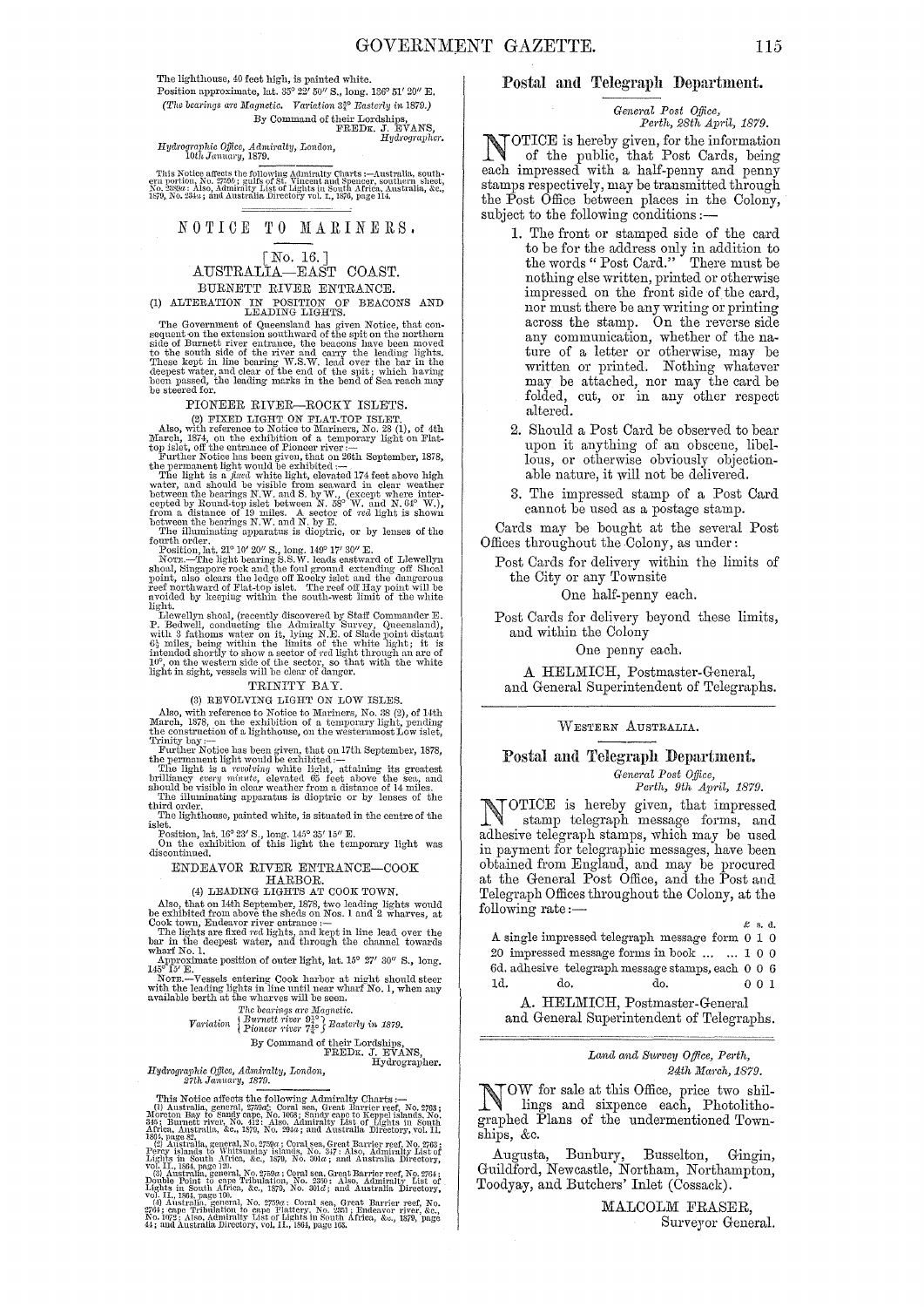The lighthouse, 40 feet high, is painted white.

Position approximate, lat. 35° 22′ 50″ S., long. 136° 51′ 20″ E.

*(The bearings are Magnetic. Variation 3½° Easterly in 1879.)*

By Command of their Lordships,
FREDK. J. EVANS,
Hydrographer.

*Hydrographic Office, Admiralty, London,*
*10th January, 1879.*

This Notice affects the following Admiralty Charts:—Australia, southern portion, No. 2759*b*; gulfs of St. Vincent and Spencer, southern sheet, No. 2389*a*: Also, Admiralty List of Lights in South Africa, Australia, &c., 1879, No. 234*a*; and Australia Directory vol. I., 1876, page 114.

## NOTICE TO MARINERS.

[No. 16.]

### AUSTRALIA—EAST COAST.

#### BURNETT RIVER ENTRANCE.

(1) ALTERATION IN POSITION OF BEACONS AND LEADING LIGHTS.

The Government of Queensland has given Notice, that consequent on the extension southward of the spit on the northern side of Burnett river entrance, the beacons have been moved to the south side of the river and carry the leading lights. These kept in line bearing W.S.W. lead over the bar in the deepest water, and clear of the end of the spit; which having been passed, the leading marks in the bend of Sea reach may be steered for.

#### PIONEER RIVER—ROCKY ISLETS.

(2) FIXED LIGHT ON FLAT-TOP ISLET.

Also, with reference to Notice to Mariners, No. 28 (1), of 4th March, 1874, on the exhibition of a temporary light on Flat-top islet, off the entrance of Pioneer river:—

Further Notice has been given, that on 26th September, 1878, the permanent light would be exhibited:—

The light is a *fixed* white light, elevated 174 feet above high water, and should be visible from seaward in clear weather between the bearings N.W. and S. by W., (except where intercepted by Round-top islet between N. 58° W. and N. 64° W.), from a distance of 19 miles. A sector of *red* light is shown between the bearings N.W. and N. by E.

The illuminating apparatus is dioptric, or by lenses of the fourth order.

Position, lat. 21° 10′ 20″ S., long. 149° 17′ 30″ E.

NOTE.—The light bearing S.S.W. leads eastward of Llewellyn shoal, Singapore rock and the foul ground extending off Shoal point, also clears the ledge off Rocky islet and the dangerous reef northward of Flat-top islet. The reef off Hay point will be avoided by keeping within the south-west limit of the white light.

Llewellyn shoal, (recently discovered by Staff Commander E. P. Bedwell, conducting the Admiralty Survey, Queensland), with 3 fathoms water on it, lying N.E. of Slade point distant 6½ miles, being within the limits of the white light; it is intended shortly to show a sector of *red* light through an arc of 10°, on the western side of the sector, so that with the white light in sight, vessels will be clear of danger.

#### TRINITY BAY.

(3) REVOLVING LIGHT ON LOW ISLES.

Also, with reference to Notice to Mariners, No. 38 (2), of 14th March, 1878, on the exhibition of a temporary light, pending the construction of a lighthouse, on the westernmost Low islet, Trinity bay:—

Further Notice has been given, that on 17th September, 1878, the permanent light would be exhibited:—

The light is a *revolving* white light, attaining its greatest brilliancy *every minute*, elevated 65 feet above the sea, and should be visible in clear weather from a distance of 14 miles.

The illuminating apparatus is dioptric or by lenses of the third order.

The lighthouse, painted white, is situated in the centre of the islet.

Position, lat. 16° 23′ S., long. 145° 35′ 15″ E.

On the exhibition of this light the temporary light was discontinued.

#### ENDEAVOR RIVER ENTRANCE—COOK HARBOR.

(4) LEADING LIGHTS AT COOK TOWN.

Also, that on 14th September, 1878, two leading lights would be exhibited from above the sheds on Nos. 1 and 2 wharves, at Cook town, Endeavor river entrance:—

The lights are fixed *red* lights, and kept in line lead over the bar in the deepest water, and through the channel towards wharf No. 1.

Approximate position of outer light, lat. 15° 27′ 30″ S., long. 145° 15′ E.

NOTE.—Vessels entering Cook harbor at night should steer with the leading lights in line until near wharf No. 1, when any available berth at the wharves will be seen.

*The bearings are Magnetic.*

*Variation* { *Burnett river* 9½° / *Pioneer river* 7¾° } *Easterly in 1879.*

By Command of their Lordships,
FREDK. J. EVANS,
Hydrographer.

*Hydrographic Office, Admiralty, London,*
*27th January, 1879.*

This Notice affects the following Admiralty Charts:—
(1) Australia, general, 2759*a*; Coral sea, Great Barrier reef, No. 2763; Moreton Bay to Sandy cape, No. 1068; Sandy cape to Keppel islands, No. 345; Burnett river, No. 412: Also, Admiralty List of Lights in South Africa, Australia, &c., 1879, No. 294*a*; and Australia Directory, vol. II, 1864, page 82.
(2) Australia, general, No. 2759*a*; Coral sea, Great Barrier reef, No. 2763; Percy islands to Whitsunday islands, No. 347: Also, Admiralty List of Lights in South Africa, &c., 1879, No. 301*a*; and Australia Directory, vol. II., 1864, page 120.
(3) Australia, general, No. 2759*a*; Coral sea, Great Barrier reef, No. 2764; Double Point to cape Tribulation, No. 2350: Also, Admiralty List of Lights in South Africa, &c., 1879, No. 301*d*; and Australia Directory, vol. II., 1864, page 160.
(4) Australia, general, No. 2759*a*; Coral sea, Great Barrier reef, No. 2764; cape Tribulation to cape Flattery, No. 2351; Endeavor river, &c., No. 1073: Also, Admiralty List of Lights in South Africa, &c., 1879, page 41; and Australia Directory, vol. II., 1864, page 165.

## Postal and Telegraph Department.

*General Post Office,*
*Perth, 28th April, 1879.*

NOTICE is hereby given, for the information of the public, that Post Cards, being each impressed with a half-penny and penny stamps respectively, may be transmitted through the Post Office between places in the Colony, subject to the following conditions:—

1. The front or stamped side of the card to be for the address only in addition to the words "Post Card." There must be nothing else written, printed or otherwise impressed on the front side of the card, nor must there be any writing or printing across the stamp. On the reverse side any communication, whether of the nature of a letter or otherwise, may be written or printed. Nothing whatever may be attached, nor may the card be folded, cut, or in any other respect altered.
2. Should a Post Card be observed to bear upon it anything of an obscene, libellous, or otherwise obviously objectionable nature, it will not be delivered.
3. The impressed stamp of a Post Card cannot be used as a postage stamp.

Cards may be bought at the several Post Offices throughout the Colony, as under:

Post Cards for delivery within the limits of the City or any Townsite
One half-penny each.

Post Cards for delivery beyond these limits, and within the Colony
One penny each.

A HELMICH, Postmaster-General,
and General Superintendent of Telegraphs.

WESTERN AUSTRALIA.

## Postal and Telegraph Department.

*General Post Office,*
*Perth, 9th April, 1879.*

NOTICE is hereby given, that impressed stamp telegraph message forms, and adhesive telegraph stamps, which may be used in payment for telegraphic messages, have been obtained from England, and may be procured at the General Post Office, and the Post and Telegraph Offices throughout the Colony, at the following rate:—

| | £ | s. | d. |
|---|---|---|---|
| A single impressed telegraph message form | 0 | 1 | 0 |
| 20 impressed message forms in book ... ... | 1 | 0 | 0 |
| 6d. adhesive telegraph message stamps, each | 0 | 0 | 6 |
| 1d. do. do. | 0 | 0 | 1 |

A. HELMICH, Postmaster-General
and General Superintendent of Telegraphs.

*Land and Survey Office, Perth,*
*24th March, 1879.*

NOW for sale at this Office, price two shillings and sixpence each, Photolithographed Plans of the undermentioned Townships, &c.

Augusta, Bunbury, Busselton, Gingin, Guildford, Newcastle, Northam, Northampton, Toodyay, and Butchers' Inlet (Cossack).

MALCOLM FRASER,
Surveyor General.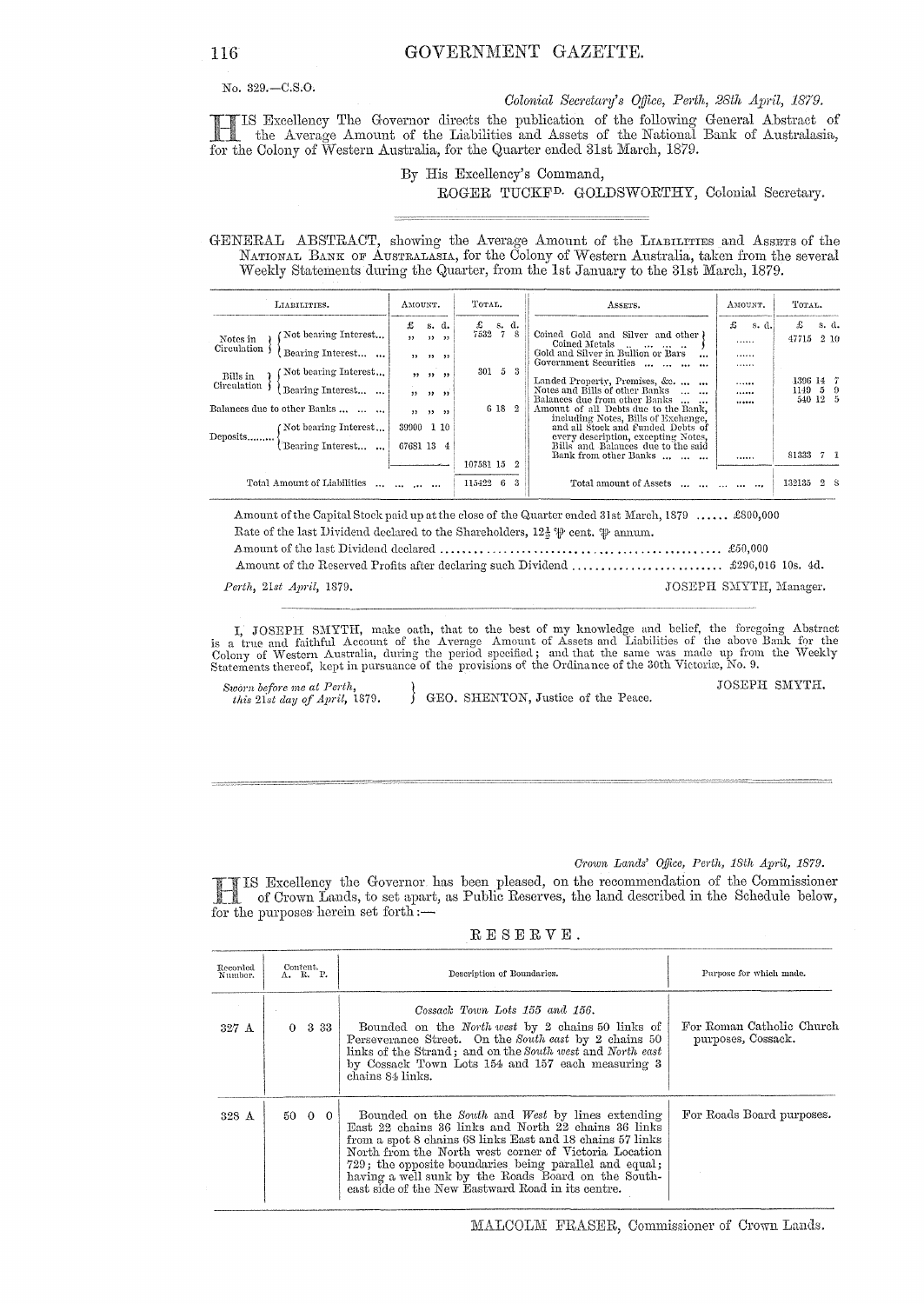No. 329.—C.S.O.

*Colonial Secretary's Office, Perth, 28th April, 1879.*

HIS Excellency The Governor directs the publication of the following General Abstract of the Average Amount of the Liabilities and Assets of the National Bank of Australasia, for the Colony of Western Australia, for the Quarter ended 31st March, 1879.

By His Excellency's Command,

ROGER TUCKFD. GOLDSWORTHY, Colonial Secretary.

GENERAL ABSTRACT, showing the Average Amount of the LIABILITIES and ASSETS of the NATIONAL BANK OF AUSTRALASIA, for the Colony of Western Australia, taken from the several Weekly Statements during the Quarter, from the 1st January to the 31st March, 1879.

| LIABILITIES. | AMOUNT. £ s. d. | TOTAL. £ s. d. | ASSETS. | AMOUNT. £ s. d. | TOTAL. £ s. d. |
|---|---|---|---|---|---|
| Notes in Circulation { Not bearing Interest... | ,, ,, ,, | 7532 7 8 | Coined Gold and Silver and other Coined Metals | ...... | 47715 2 10 |
| Notes in Circulation { Bearing Interest... | ,, ,, ,, | | Gold and Silver in Bullion or Bars ... | ...... | |
| Bills in Circulation { Not bearing Interest... | ,, ,, ,, | 301 5 3 | Government Securities ... | ...... | |
| Bills in Circulation { Bearing Interest... | ,, ,, ,, | | Landed Property, Premises, &c. ... | ...... | 1396 14 7 |
| | | | Notes and Bills of other Banks ... | ...... | 1149 5 9 |
| Balances due to other Banks ... | ,, ,, ,, | 6 18 2 | Balances due from other Banks ... | ...... | 540 12 5 |
| Deposits { Not bearing Interest... | 39900 1 10 | | Amount of all Debts due to the Bank, including Notes, Bills of Exchange, and all Stock and Funded Debts of every description, excepting Notes, Bills and Balances due to the said Bank from other Banks ... | ...... | 81333 7 1 |
| Deposits { Bearing Interest... | 67681 13 4 | | | | |
| | | 107581 15 2 | | | |
| Total Amount of Liabilities ... | | 115422 6 3 | Total amount of Assets ... | | 132135 2 8 |

Amount of the Capital Stock paid up at the close of the Quarter ended 31st March, 1879 ...... £800,000

Rate of the last Dividend declared to the Shareholders, 12½ ℔ cent. ℔ annum.

Amount of the last Dividend declared ...... £50,000

Amount of the Reserved Profits after declaring such Dividend ...... £296,016 10s. 4d.

*Perth, 21st April, 1879.* JOSEPH SMYTH, Manager.

I, JOSEPH SMYTH, make oath, that to the best of my knowledge and belief, the foregoing Abstract is a true and faithful Account of the Average Amount of Assets and Liabilities of the above Bank for the Colony of Western Australia, during the period specified; and that the same was made up from the Weekly Statements thereof, kept in pursuance of the provisions of the Ordinance of the 30th Victoriæ, No. 9.

JOSEPH SMYTH.

*Sworn before me at Perth, this 21st day of April, 1879.* } GEO. SHENTON, Justice of the Peace.

---

*Crown Lands' Office, Perth, 18th April, 1879.*

HIS Excellency the Governor has been pleased, on the recommendation of the Commissioner of Crown Lands, to set apart, as Public Reserves, the land described in the Schedule below, for the purposes herein set forth:—

RESERVE.

| Recorded Number. | Content. A. R. P. | Description of Boundaries. | Purpose for which made. |
|---|---|---|---|
| 327 A | 0 3 33 | *Cossack Town Lots 155 and 156.* Bounded on the *North west* by 2 chains 50 links of Perseverance Street. On the *South east* by 2 chains 50 links of the Strand; and on the *South west* and *North east* by Cossack Town Lots 154 and 157 each measuring 3 chains 84 links. | For Roman Catholic Church purposes, Cossack. |
| 328 A | 50 0 0 | Bounded on the *South* and *West* by lines extending East 22 chains 36 links and North 22 chains 36 links from a spot 8 chains 68 links East and 18 chains 57 links North from the North west corner of Victoria Location 729; the opposite boundaries being parallel and equal; having a well sunk by the Roads Board on the South-east side of the New Eastward Road in its centre. | For Roads Board purposes. |

MALCOLM FRASER, Commissioner of Crown Lands.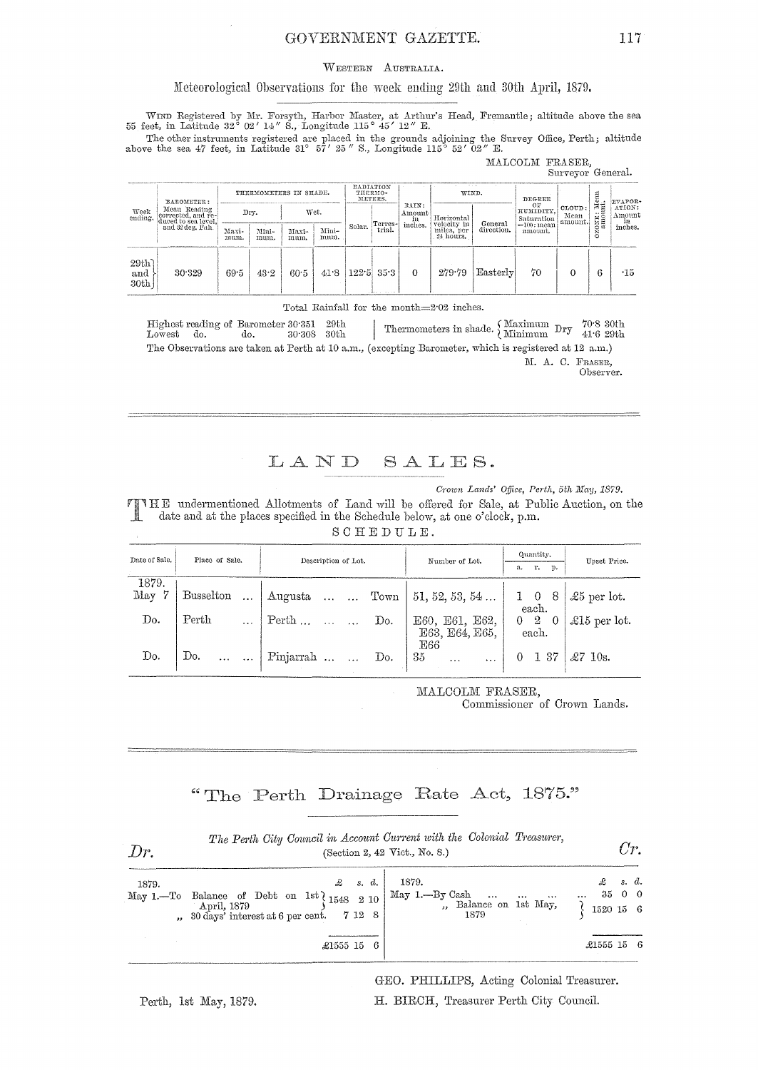Western Australia.

## Meteorological Observations for the week ending 29th and 30th April, 1879.

Wind Registered by Mr. Forsyth, Harbor Master, at Arthur's Head, Fremantle; altitude above the sea 55 feet, in Latitude 32° 02′ 14″ S., Longitude 115° 45′ 12″ E.

The other instruments registered are placed in the grounds adjoining the Survey Office, Perth; altitude above the sea 47 feet, in Latitude 31° 57′ 25″ S., Longitude 115° 52′ 02″ E.

MALCOLM FRASER,
Surveyor General.

| Week ending. | Barometer: Mean Reading corrected, and reduced to sea level, and 32 deg. Fah. | Thermometers in Shade. Dry. Maximum. | Dry. Minimum. | Wet. Maximum. | Wet. Minimum. | Radiation Thermometers. Solar. | Terrestrial. | Rain: Amount in inches. | Wind. Horizontal velocity in miles, per 24 hours. | General direction. | Degree of Humidity, Saturation =100: mean amount. | Cloud: Mean amount. | Ozone: Mean amount. | Evaporation: Amount in inches. |
|---|---|---|---|---|---|---|---|---|---|---|---|---|---|---|
| 29th and 30th | 30·329 | 69·5 | 43·2 | 60·5 | 41·8 | 122·5 | 35·3 | 0 | 279·79 | Easterly | 70 | 0 | 6 | ·15 |

Total Rainfall for the month=2·02 inches.

Highest reading of Barometer 30·351 29th
Lowest do. do. 30·308 30th

Thermometers in shade. Maximum Dry 70·8 30th; Minimum Dry 41·6 29th

The Observations are taken at Perth at 10 a.m., (excepting Barometer, which is registered at 12 a.m.)

M. A. C. Fraser,
Observer.

# LAND SALES.

*Crown Lands' Office, Perth, 5th May, 1879.*

THE undermentioned Allotments of Land will be offered for Sale, at Public Auction, on the date and at the places specified in the Schedule below, at one o'clock, p.m.

SCHEDULE.

| Date of Sale. | Place of Sale. | Description of Lot. | Number of Lot. | Quantity. a. r. p. | Upset Price. |
|---|---|---|---|---|---|
| 1879. May 7 | Busselton ... | Augusta ... ... Town | 51, 52, 53, 54 ... | 1 0 8 each. | £5 per lot. |
| Do. | Perth ... | Perth ... ... ... Do. | E60, E61, E62, E63, E64, E65, E66 | 0 2 0 each. | £15 per lot. |
| Do. | Do. ... ... | Pinjarrah ... ... Do. | 35 ... ... | 0 1 37 | £7 10s. |

MALCOLM FRASER,
Commissioner of Crown Lands.

# "The Perth Drainage Rate Act, 1875."

*The Perth City Council in Account Current with the Colonial Treasurer,*
(Section 2, 42 Vict., No. 8.)

| *Dr.* | £ s. d. | *Cr.* | £ s. d. |
|---|---|---|---|
| 1879. May 1.—To Balance of Debt on 1st April, 1879 | 1548 2 10 | 1879. May 1.—By Cash ... ... ... ... | 35 0 0 |
| „ 30 days' interest at 6 per cent. | 7 12 8 | „ Balance on 1st May, 1879 | 1520 15 6 |
| | £1555 15 6 | | £1555 15 6 |

GEO. PHILLIPS, Acting Colonial Treasurer.
H. BIRCH, Treasurer Perth City Council.

Perth, 1st May, 1879.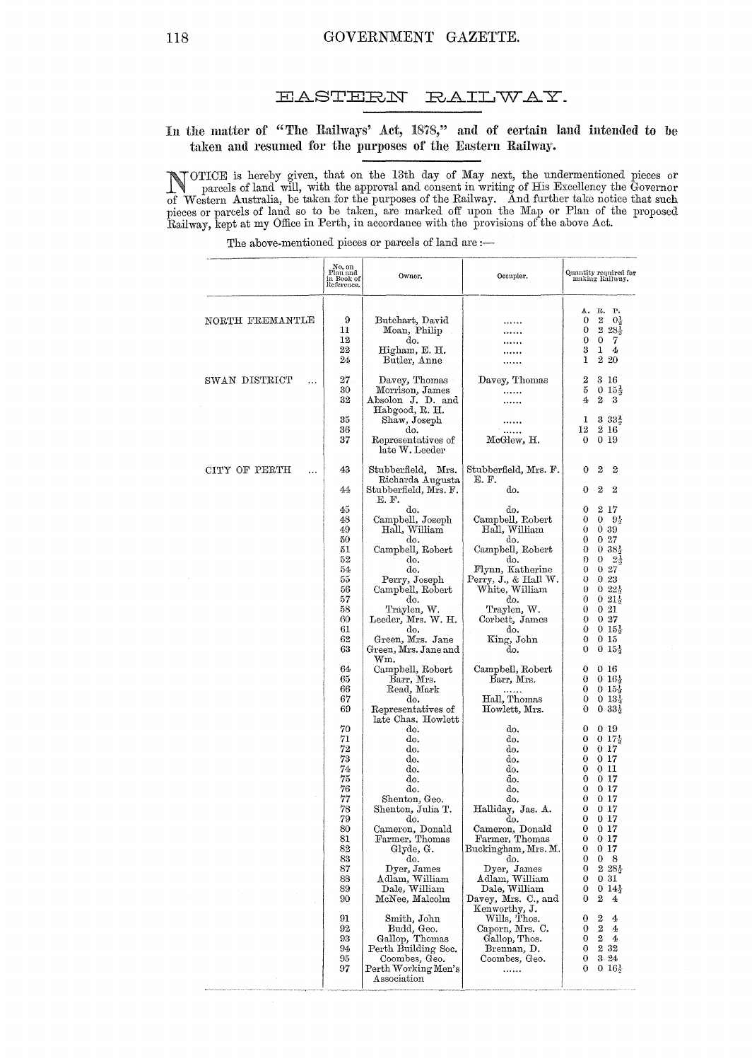# EASTERN RAILWAY.

## In the matter of "The Railways' Act, 1878," and of certain land intended to be taken and resumed for the purposes of the Eastern Railway.

NOTICE is hereby given, that on the 13th day of May next, the undermentioned pieces or parcels of land will, with the approval and consent in writing of His Excellency the Governor of Western Australia, be taken for the purposes of the Railway. And further take notice that such pieces or parcels of land so to be taken, are marked off upon the Map or Plan of the proposed Railway, kept at my Office in Perth, in accordance with the provisions of the above Act.

The above-mentioned pieces or parcels of land are:—

| | No. on Plan and in Book of Reference. | Owner. | Occupier. | Quantity required for making Railway. A. R. P. |
|---|---|---|---|---|
| NORTH FREMANTLE | 9 | Butchart, David | ...... | 0 2 0½ |
| | 11 | Moan, Philip | ...... | 0 2 28½ |
| | 12 | do. | ...... | 0 0 7 |
| | 22 | Higham, E. H. | ...... | 3 1 4 |
| | 24 | Butler, Anne | ...... | 1 2 20 |
| SWAN DISTRICT ... | 27 | Davey, Thomas | Davey, Thomas | 2 3 16 |
| | 30 | Morrison, James | ...... | 5 0 15½ |
| | 32 | Absolon J. D. and Habgood, R. H. | ...... | 4 2 3 |
| | 35 | Shaw, Joseph | ...... | 1 3 33½ |
| | 36 | do. | ...... | 12 2 16 |
| | 37 | Representatives of late W. Leeder | McGlew, H. | 0 0 19 |
| CITY OF PERTH ... | 43 | Stubberfield, Mrs. Richarda Augusta | Stubberfield, Mrs. F. E. F. | 0 2 2 |
| | 44 | Stubberfield, Mrs. F. E. F. | do. | 0 2 2 |
| | 45 | do. | do. | 0 2 17 |
| | 48 | Campbell, Joseph | Campbell, Robert | 0 0 9½ |
| | 49 | Hall, William | Hall, William | 0 0 39 |
| | 50 | do. | do. | 0 0 27 |
| | 51 | Campbell, Robert | Campbell, Robert | 0 0 38½ |
| | 52 | do. | do. | 0 0 2½ |
| | 54 | do. | Flynn, Katherine | 0 0 27 |
| | 55 | Perry, Joseph | Perry, J., & Hall W. | 0 0 23 |
| | 56 | Campbell, Robert | White, William | 0 0 22½ |
| | 57 | do. | do. | 0 0 21½ |
| | 58 | Traylen, W. | Traylen, W. | 0 0 21 |
| | 60 | Leeder, Mrs. W. H. | Corbett, James | 0 0 27 |
| | 61 | do. | do. | 0 0 15½ |
| | 62 | Green, Mrs. Jane | King, John | 0 0 15 |
| | 63 | Green, Mrs. Jane and Wm. | do. | 0 0 15½ |
| | 64 | Campbell, Robert | Campbell, Robert | 0 0 16 |
| | 65 | Barr, Mrs. | Barr, Mrs. | 0 0 16½ |
| | 66 | Read, Mark | ...... | 0 0 15½ |
| | 67 | do. | Hall, Thomas | 0 0 13½ |
| | 69 | Representatives of late Chas. Howlett | Howlett, Mrs. | 0 0 33½ |
| | 70 | do. | do. | 0 0 19 |
| | 71 | do. | do. | 0 0 17½ |
| | 72 | do. | do. | 0 0 17 |
| | 73 | do. | do. | 0 0 17 |
| | 74 | do. | do. | 0 0 11 |
| | 75 | do. | do. | 0 0 17 |
| | 76 | do. | do. | 0 0 17 |
| | 77 | Shenton, Geo. | do. | 0 0 17 |
| | 78 | Shenton, Julia T. | Halliday, Jas. A. | 0 0 17 |
| | 79 | do. | do. | 0 0 17 |
| | 80 | Cameron, Donald | Cameron, Donald | 0 0 17 |
| | 81 | Farmer, Thomas | Farmer, Thomas | 0 0 17 |
| | 82 | Glyde, G. | Buckingham, Mrs. M. | 0 0 17 |
| | 83 | do. | do. | 0 0 8 |
| | 87 | Dyer, James | Dyer, James | 0 2 28½ |
| | 88 | Adlam, William | Adlam, William | 0 0 31 |
| | 89 | Dale, William | Dale, William | 0 0 14½ |
| | 90 | McNee, Malcolm | Davey, Mrs. C., and Kenworthy, J. | 0 2 4 |
| | 91 | Smith, John | Wills, Thos. | 0 2 4 |
| | 92 | Budd, Geo. | Caporn, Mrs. C. | 0 2 4 |
| | 93 | Gallop, Thomas | Gallop, Thos. | 0 2 4 |
| | 94 | Perth Building Soc. | Brennan, D. | 0 2 32 |
| | 95 | Coombes, Geo. | Coombes, Geo. | 0 3 24 |
| | 97 | Perth Working Men's Association | ...... | 0 0 16½ |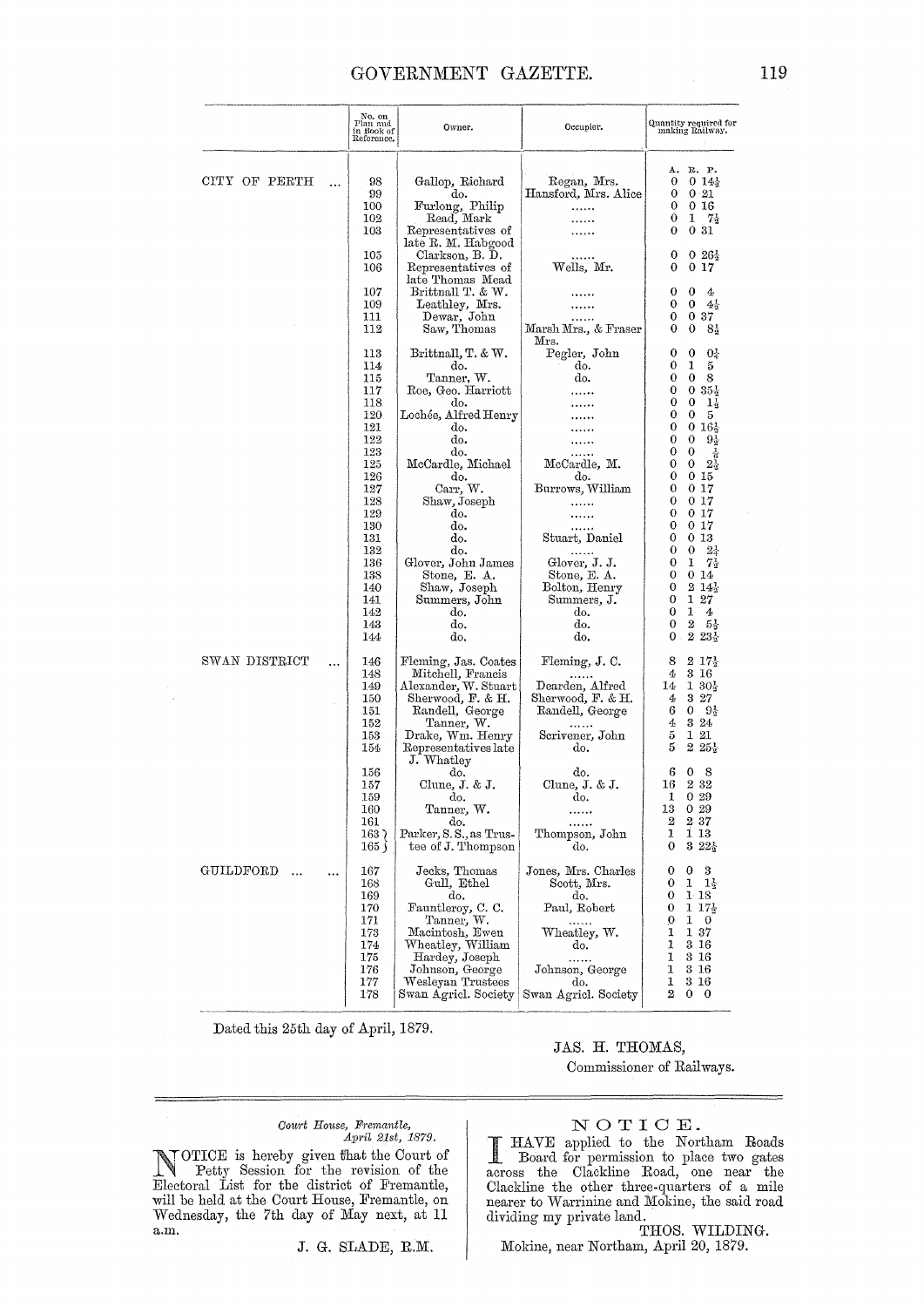| | No. on Plan and in Book of Reference. | Owner. | Occupier. | Quantity required for making Railway. |
|---|---|---|---|---|
| | | | | A. R. P. |
| CITY OF PERTH ... | 98 | Gallop, Richard | Regan, Mrs. | 0 0 14½ |
| | 99 | do. | Hansford, Mrs. Alice | 0 0 21 |
| | 100 | Furlong, Philip | ...... | 0 0 16 |
| | 102 | Read, Mark | ...... | 0 1 7½ |
| | 103 | Representatives of late R. M. Habgood | ...... | 0 0 31 |
| | 105 | Clarkson, B. D. | ...... | 0 0 26½ |
| | 106 | Representatives of late Thomas Mead | Wells, Mr. | 0 0 17 |
| | 107 | Brittnall T. & W. | ...... | 0 0 4 |
| | 109 | Leathley, Mrs. | ...... | 0 0 4½ |
| | 111 | Dewar, John | ...... | 0 0 37 |
| | 112 | Saw, Thomas | Marsh Mrs., & Fraser Mrs. | 0 0 8½ |
| | 113 | Brittnall, T. & W. | Pegler, John | 0 0 0¼ |
| | 114 | do. | do. | 0 1 5 |
| | 115 | Tanner, W. | do. | 0 0 8 |
| | 117 | Roe, Geo. Harriott | ...... | 0 0 35½ |
| | 118 | do. | ...... | 0 0 1½ |
| | 120 | Lochée, Alfred Henry | ...... | 0 0 5 |
| | 121 | do. | ...... | 0 0 16½ |
| | 122 | do. | ...... | 0 0 9½ |
| | 123 | do. | ...... | 0 0 ½ |
| | 125 | McCardle, Michael | McCardle, M. | 0 0 2½ |
| | 126 | do. | do. | 0 0 15 |
| | 127 | Carr, W. | Burrows, William | 0 0 17 |
| | 128 | Shaw, Joseph | ...... | 0 0 17 |
| | 129 | do. | ...... | 0 0 17 |
| | 130 | do. | ...... | 0 0 17 |
| | 131 | do. | Stuart, Daniel | 0 0 13 |
| | 132 | do. | ...... | 0 0 2½ |
| | 136 | Glover, John James | Glover, J. J. | 0 1 7½ |
| | 138 | Stone, E. A. | Stone, E. A. | 0 0 14 |
| | 140 | Shaw, Joseph | Bolton, Henry | 0 2 14½ |
| | 141 | Summers, John | Summers, J. | 0 1 27 |
| | 142 | do. | do. | 0 1 4 |
| | 143 | do. | do. | 0 2 5½ |
| | 144 | do. | do. | 0 2 23½ |
| SWAN DISTRICT ... | 146 | Fleming, Jas. Coates | Fleming, J. C. | 8 2 17½ |
| | 148 | Mitchell, Francis | ...... | 4 3 16 |
| | 149 | Alexander, W. Stuart | Dearden, Alfred | 14 1 30½ |
| | 150 | Sherwood, F. & H. | Sherwood, F. & H. | 4 3 27 |
| | 151 | Randell, George | Randell, George | 6 0 9½ |
| | 152 | Tanner, W. | ...... | 4 3 24 |
| | 153 | Drake, Wm. Henry | Scrivener, John | 5 1 21 |
| | 154 | Representatives late J. Whatley | do. | 5 2 25½ |
| | 156 | do. | do. | 6 0 8 |
| | 157 | Clune, J. & J. | Clune, J. & J. | 16 2 32 |
| | 159 | do. | do. | 1 0 29 |
| | 160 | Tanner, W. | ...... | 13 0 29 |
| | 161 | do. | ...... | 2 2 37 |
| | 163 | Parker, S. S., as Trustee of J. Thompson | Thompson, John | 1 1 13 |
| | 165 | | do. | 0 3 22½ |
| GUILDFORD ... ... | 167 | Jecks, Thomas | Jones, Mrs. Charles | 0 0 3 |
| | 168 | Gull, Ethel | Scott, Mrs. | 0 1 1½ |
| | 169 | do. | do. | 0 1 18 |
| | 170 | Fauntleroy, C. C. | Paul, Robert | 0 1 17½ |
| | 171 | Tanner, W. | ...... | 0 1 0 |
| | 173 | Macintosh, Ewen | Wheatley, W. | 1 1 37 |
| | 174 | Wheatley, William | do. | 1 3 16 |
| | 175 | Hardey, Joseph | ...... | 1 3 16 |
| | 176 | Johnson, George | Johnson, George | 1 3 16 |
| | 177 | Wesleyan Trustees | do. | 1 3 16 |
| | 178 | Swan Agricl. Society | Swan Agricl. Society | 2 0 0 |

Dated this 25th day of April, 1879.

JAS. H. THOMAS,
Commissioner of Railways.

---

*Court House, Fremantle,*
*April 21st, 1879.*

NOTICE is hereby given that the Court of Petty Session for the revision of the Electoral List for the district of Fremantle, will be held at the Court House, Fremantle, on Wednesday, the 7th day of May next, at 11 a.m.

J. G. SLADE, R.M.

## NOTICE.

I HAVE applied to the Northam Roads Board for permission to place two gates across the Clackline Road, one near the Clackline the other three-quarters of a mile nearer to Warrinine and Mokine, the said road dividing my private land.

THOS. WILDING.

Mokine, near Northam, April 20, 1879.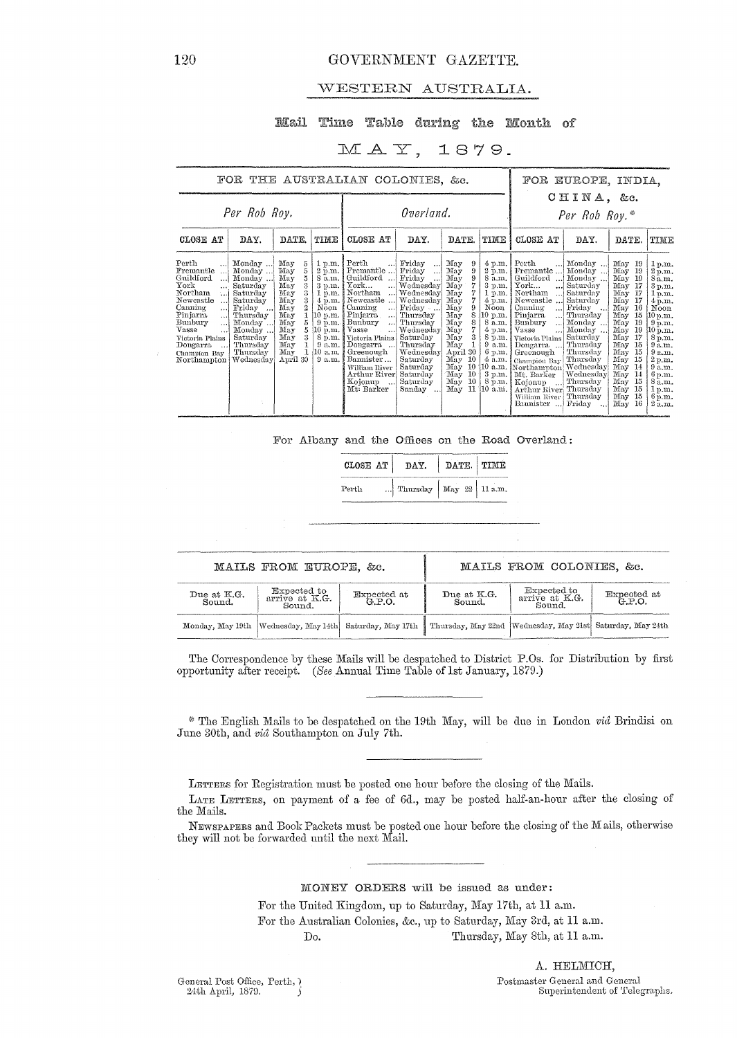## WESTERN AUSTRALIA.

### Mail Time Table during the Month of

### MAY, 1879.

| FOR THE AUSTRALIAN COLONIES, &c. | | | | | | | | FOR EUROPE, INDIA, CHINA, &c. | | | |
|---|---|---|---|---|---|---|---|---|---|---|---|
| *Per Rob Roy.* | | | | *Overland.* | | | | *Per Rob Roy.** | | | |
| CLOSE AT | DAY. | DATE. | TIME | CLOSE AT | DAY. | DATE. | TIME | CLOSE AT | DAY. | DATE. | TIME |
| Perth ... | Monday ... | May 5 | 1 p.m. | Perth ... | Friday ... | May 9 | 4 p.m. | Perth ... | Monday ... | May 19 | 1 p.m. |
| Fremantle ... | Monday ... | May 5 | 2 p.m. | Fremantle ... | Friday ... | May 9 | 2 p.m. | Fremantle ... | Monday ... | May 19 | 2 p.m. |
| Guildford ... | Monday ... | May 5 | 8 a.m. | Guildford ... | Friday ... | May 9 | 8 a.m. | Guildford ... | Monday ... | May 19 | 8 a.m. |
| York ... | Saturday | May 3 | 3 p.m. | York... ... | Wednesday | May 7 | 3 p.m. | York... ... | Saturday | May 17 | 3 p.m. |
| Northam ... | Saturday | May 3 | 1 p.m. | Northam ... | Wednesday | May 7 | 1 p.m. | Northam ... | Saturday | May 17 | 1 p.m. |
| Newcastle ... | Saturday | May 3 | 4 p.m. | Newcastle ... | Wednesday | May 7 | 4 p.m. | Newcastle ... | Saturday | May 17 | 4 p.m. |
| Canning ... | Friday ... | May 2 | Noon | Canning ... | Friday ... | May 9 | Noon | Canning ... | Friday ... | May 16 | Noon |
| Pinjarra ... | Thursday | May 1 | 10 p.m. | Pinjarra ... | Thursday | May 8 | 10 p.m. | Pinjarra ... | Thursday | May 15 | 10 p.m. |
| Bunbury ... | Monday ... | May 5 | 9 p.m. | Bunbury ... | Thursday | May 8 | 8 a.m. | Bunbury ... | Monday ... | May 19 | 9 p.m. |
| Vasse ... | Monday ... | May 5 | 10 p.m. | Vasse ... | Wednesday | May 7 | 4 p.m. | Vasse ... | Monday ... | May 19 | 10 p.m. |
| Victoria Plains | Saturday | May 3 | 8 p.m. | Victoria Plains | Saturday | May 3 | 8 p.m. | Victoria Plains | Saturday | May 17 | 8 p.m. |
| Dongarra ... | Thursday | May 1 | 9 a.m. | Dongarra ... | Thursday | May 1 | 9 a.m. | Dongarra ... | Thursday | May 15 | 9 a.m. |
| Champion Bay | Thursday | May 1 | 10 a.m. | Greenough | Wednesday | April 30 | 6 p.m. | Greenough | Thursday | May 15 | 9 a.m. |
| Northampton | Wednesday | April 30 | 9 a.m. | Bannister... | Saturday | May 10 | 4 a.m. | Champion Bay | Thursday | May 15 | 2 p.m. |
| | | | | William River | Saturday | May 10 | 10 a.m. | Northampton | Wednesday | May 14 | 9 a.m. |
| | | | | Arthur River | Saturday | May 10 | 3 p.m. | Mt. Barker | Wednesday | May 14 | 6 p.m. |
| | | | | Kojonup ... | Saturday | May 10 | 8 p.m. | Kojonup ... | Thursday | May 15 | 8 a.m. |
| | | | | Mt. Barker | Sunday ... | May 11 | 10 a.m. | Arthur River | Thursday | May 15 | 1 p.m. |
| | | | | | | | | William River | Thursday | May 15 | 6 p.m. |
| | | | | | | | | Bannister ... | Friday ... | May 16 | 2 a.m. |

For Albany and the Offices on the Road Overland:

| CLOSE AT | DAY. | DATE. | TIME |
|---|---|---|---|
| Perth ... | Thursday | May 22 | 11 a.m. |

| MAILS FROM EUROPE, &c. | | | MAILS FROM COLONIES, &c. | | |
|---|---|---|---|---|---|
| Due at K.G. Sound. | Expected to arrive at K.G. Sound. | Expected at G.P.O. | Due at K.G. Sound. | Expected to arrive at K.G. Sound. | Expected at G.P.O. |
| Monday, May 19th | Wednesday, May 14th | Saturday, May 17th | Thursday, May 22nd | Wednesday, May 21st | Saturday, May 24th |

The Correspondence by these Mails will be despatched to District P.Os. for Distribution by first opportunity after receipt. (*See* Annual Time Table of 1st January, 1879.)

* The English Mails to be despatched on the 19th May, will be due in London *viâ* Brindisi on June 30th, and *viâ* Southampton on July 7th.

LETTERS for Registration must be posted one hour before the closing of the Mails.

LATE LETTERS, on payment of a fee of 6d., may be posted half-an-hour after the closing of the Mails.

NEWSPAPERS and Book Packets must be posted one hour before the closing of the Mails, otherwise they will not be forwarded until the next Mail.

MONEY ORDERS will be issued as under:

For the United Kingdom, up to Saturday, May 17th, at 11 a.m.

For the Australian Colonies, &c., up to Saturday, May 3rd, at 11 a.m.

Do. Thursday, May 8th, at 11 a.m.

A. HELMICH,
Postmaster General and General Superintendent of Telegraphs.

General Post Office, Perth,
24th April, 1879.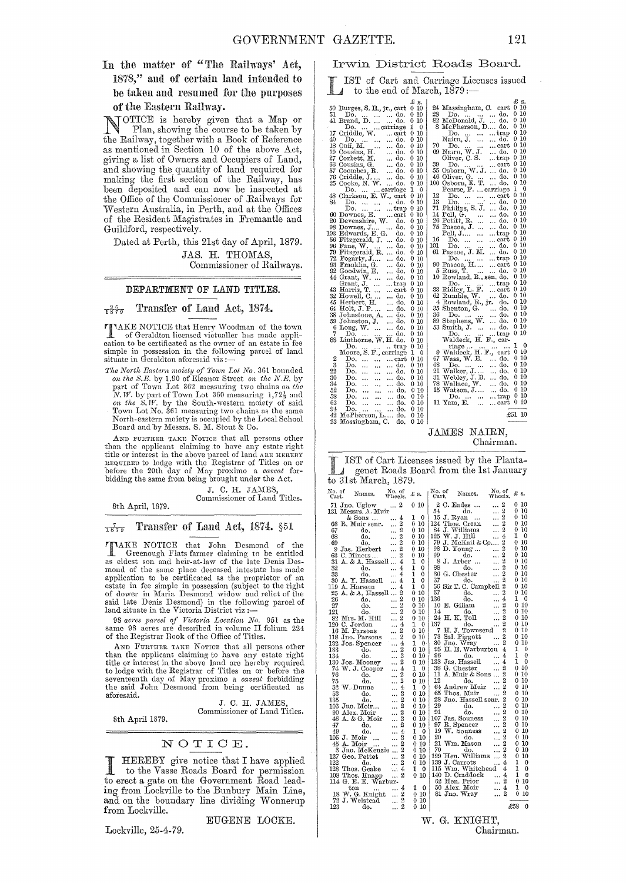## In the matter of "The Railways' Act, 1878," and of certain land intended to be taken and resumed for the purposes of the Eastern Railway.

NOTICE is hereby given that a Map or Plan, showing the course to be taken by the Railway, together with a Book of Reference as mentioned in Section 10 of the above Act, giving a list of Owners and Occupiers of Land, and showing the quantity of land required for making the first section of the Railway, has been deposited and can now be inspected at the Office of the Commissioner of Railways for Western Australia, in Perth, and at the Offices of the Resident Magistrates in Fremantle and Guildford, respectively.

Dated at Perth, this 21st day of April, 1879.

JAS. H. THOMAS,
Commissioner of Railways.

---

## DEPARTMENT OF LAND TITLES.

### 25/1879 Transfer of Land Act, 1874.

TAKE NOTICE that Henry Woodman of the town of Geraldton licensed victualler has made application to be certificated as the owner of an estate in fee simple in possession in the following parcel of land situate in Geraldton aforesaid viz:—

*The North Eastern moiety of Town Lot No.* 361 bounded *on the S.E.* by 1.90 of Eleanor Street *on the N.E.* by part of Town Lot 362 measuring two chains *on the N.W.* by part of Town Lot 360 measuring 1,72½ and *on the S.W.* by the South-western moiety of said Town Lot No. 361 measuring two chains as the same North-eastern moiety is occupied by the Local School Board and by Messrs. S. M. Stout & Co.

AND FURTHER TAKE NOTICE that all persons other than the applicant claiming to have any estate right title or interest in the above parcel of land ARE HEREBY REQUIRED to lodge with the Registrar of Titles on or before the 20th day of May proximo a *caveat* forbidding the same from being brought under the Act.

J. C. H. JAMES,
Commissioner of Land Titles.

8th April, 1879.

### 7/1879 Transfer of Land Act, 1874. §51

TAKE NOTICE that John Desmond of the Greenough Flats farmer claiming to be entitled as eldest son and heir-at-law of the late Denis Desmond of the same place deceased intestate has made application to be certificated as the proprietor of an estate in fee simple in possession (subject to the right of dower in Maria Desmond widow and relict of the said late Denis Desmond) in the following parcel of land situate in the Victoria District viz:—

98 *acres parcel of Victoria Location No.* 951 as the same 98 acres are described in volume II folium 224 of the Registrar Book of the Office of Titles.

AND FURTHER TAKE NOTICE that all persons other than the applicant claiming to have any estate right title or interest in the above land are hereby required to lodge with the Registrar of Titles on or before the seventeenth day of May proximo a *caveat* forbidding the said John Desmond from being certificated as aforesaid.

J. C. H. JAMES,
Commissioner of Land Titles.

8th April 1879.

---

## NOTICE.

I HEREBY give notice that I have applied to the Vasse Roads Board for permission to erect a gate on the Government Road leading from Lockville to the Bunbury Main Line, and on the boundary line dividing Wonnerup from Lockville.

EUGENE LOCKE.

Lockville, 25-4-79.

---

## Irwin District Roads Board.

LIST of Cart and Carriage Licenses issued to the end of March, 1879:—

| No. | Name | | £ | s. |
|---|---|---|---|---|
| 50 | Burges, S. E., jr. | cart | 0 | 10 |
| 51 | Do. | do. | 0 | 10 |
| 41 | Brand, D. | do. | 0 | 10 |
| | Do. | carriage | 1 | 0 |
| 17 | Criddle, W. | cart | 0 | 10 |
| 40 | Do. | do. | 0 | 10 |
| 18 | Cuff, M. | do. | 0 | 10 |
| 19 | Cousins, H. | do. | 0 | 10 |
| 27 | Corbett, M. | do. | 0 | 10 |
| 66 | Cousins, G. | do. | 0 | 10 |
| 57 | Coombes, R. | do. | 0 | 10 |
| 76 | Criddle, J. | do. | 0 | 10 |
| 25 | Cooke, N. W. | do. | 0 | 10 |
| | Do. | carriage | 1 | 0 |
| 48 | Clarkson, E. W. | cart | 0 | 10 |
| 84 | Do. | do. | 0 | 10 |
| | Do. | trap | 0 | 10 |
| 60 | Downes, E. | cart | 0 | 10 |
| 20 | Devenshire, W. | do. | 0 | 10 |
| 98 | Downes, J. | do. | 0 | 10 |
| 103 | Edwards, E. G. | do. | 0 | 10 |
| 56 | Fitzgerald, J. | do. | 0 | 10 |
| 96 | Fane, W. | do. | 0 | 10 |
| 79 | Fitzgerald, R. | do. | 0 | 10 |
| 72 | Fogarty, J. | do. | 0 | 10 |
| 93 | Franklin, G. | do. | 0 | 10 |
| 92 | Goodwin, E. | do. | 0 | 10 |
| 44 | Grant, W. | do. | 0 | 10 |
| | Grant, J. | trap | 0 | 10 |
| 43 | Harris, T. | cart | 0 | 10 |
| 32 | Howell, C. | do. | 0 | 10 |
| 45 | Herbert, H. | do. | 0 | 10 |
| 64 | Holt, J. P. | do. | 0 | 10 |
| 38 | Johnstone, A. | do. | 0 | 10 |
| 39 | Johnston, J. | do. | 0 | 10 |
| 7 | Long, W. | do. | 0 | 10 |
| 88 | Linthorne, W. H. | do. | 0 | 10 |
| | Do. | trap | 0 | 10 |
| | Moore, S. F. | carriage | 1 | 0 |
| 2 | Do. | cart | 0 | 10 |
| 3 | Do. | do. | 0 | 10 |
| 22 | Do. | do. | 0 | 10 |
| 30 | Do. | do. | 0 | 10 |
| 34 | Do. | do. | 0 | 10 |
| 52 | Do. | do. | 0 | 10 |
| 58 | Do. | do. | 0 | 10 |
| 63 | Do. | do. | 0 | 10 |
| 94 | Do. | do. | 0 | 10 |
| 42 | McPherson, L. | do. | 0 | 10 |
| 23 | Massingham, C. | do. | 0 | 10 |
| 24 | Massingham, C. | cart | 0 | 10 |
| 28 | Do. | do. | 0 | 10 |
| 82 | McDonald, J. | do. | 0 | 10 |
| 8 | McPherson, D. | do. | 0 | 10 |
| | Do. | trap | 0 | 10 |
| | Nairn, J. | do. | 0 | 10 |
| 70 | Do. | cart | 0 | 10 |
| 69 | Nairn, W. J. | do. | 0 | 10 |
| | Oliver, C. S. | trap | 0 | 10 |
| 39 | Do. | cart | 0 | 10 |
| 55 | Osborn, W. J. | do. | 0 | 10 |
| 46 | Oliver, G. | do. | 0 | 10 |
| 100 | Osborn, E. T. | do. | 0 | 10 |
| | Pearse, F. | carriage | 1 | 0 |
| 12 | Do. | do. | 0 | 10 |
| 13 | Do. | do. | 0 | 10 |
| 71 | Philips, S. J. | do. | 0 | 10 |
| 14 | Pell, G. | do. | 0 | 10 |
| 26 | Petitt, R. | do. | 0 | 10 |
| 75 | Pascoe, J. | do. | 0 | 10 |
| | Pell, J. | trap | 0 | 10 |
| 16 | Do. | cart | 0 | 10 |
| 101 | Do. | do. | 0 | 10 |
| 61 | Pascoe, J. M. | do. | 0 | 10 |
| | Do. | trap | 0 | 10 |
| 90 | Pascoe, H. | cart | 0 | 10 |
| 5 | Russ, T. | do. | 0 | 10 |
| 10 | Rowland, R., sen. | do. | 0 | 10 |
| | Do. | trap | 0 | 10 |
| 33 | Ridley, L. F. | cart | 0 | 10 |
| 62 | Rumble, W. | do. | 0 | 10 |
| 4 | Rowland, R., jr. | do. | 0 | 10 |
| 35 | Shenton, G. | do. | 0 | 10 |
| 36 | Do. | do. | 0 | 10 |
| 89 | Stephens, W. | do. | 0 | 10 |
| 53 | Smith, J. | do. | 0 | 10 |
| | Do. | trap | 0 | 10 |
| | Waldeck, H. F. | carriage | 1 | 0 |
| 9 | Waldeck, H. F. | cart | 0 | 10 |
| 67 | Wass, W. E. | do. | 0 | 10 |
| 68 | Do. | do. | 0 | 10 |
| 21 | Walker, J. | do. | 0 | 10 |
| 31 | Webley, J. B. | do. | 0 | 10 |
| 78 | Wallace, W. | do. | 0 | 10 |
| 15 | Watson, J. | do. | 0 | 10 |
| | Do. | trap | 0 | 10 |
| 11 | Yam, E. | cart | 0 | 10 |
| | | | £51 | 10 |

JAMES NAIRN,
Chairman.

---

LIST of Cart Licenses issued by the Plantagenet Roads Board from the 1st January to 31st March, 1879.

| No. of Cart. | Names. | No. of Wheels. | £ | s. |
|---|---|---|---|---|
| 71 | Jno. Uglow | 2 | 0 | 10 |
| 131 | Messrs. A. Muir & Sons | 4 | 1 | 0 |
| 66 | R. Muir senr. | 2 | 0 | 10 |
| 67 | do. | 2 | 0 | 10 |
| 68 | do. | 2 | 0 | 10 |
| 69 | do. | 2 | 0 | 10 |
| 9 | Jas. Herbert | 2 | 0 | 10 |
| 63 | C. Miners | 2 | 0 | 10 |
| 31 | A. & A. Hassell | 4 | 1 | 0 |
| 32 | do. | 4 | 1 | 0 |
| 33 | do. | 4 | 1 | 0 |
| 30 | A. Y. Hassell | 4 | 1 | 0 |
| 119 | A. Harsem | 4 | 1 | 0 |
| 25 | A. & A. Hassell | 2 | 0 | 10 |
| 26 | do. | 2 | 0 | 10 |
| 27 | do. | 2 | 0 | 10 |
| 121 | do. | 2 | 0 | 10 |
| 82 | Mrs. M. Hill | 2 | 0 | 10 |
| 120 | C. Jordon | 4 | 1 | 0 |
| 16 | M. Parsons | 2 | 0 | 10 |
| 118 | Jno. Parsons | 2 | 0 | 10 |
| 132 | Jos. Spencer | 4 | 1 | 0 |
| 133 | do. | 2 | 0 | 10 |
| 134 | do. | 2 | 0 | 10 |
| 130 | Jos. Mooney | 2 | 0 | 10 |
| 74 | W. J. Cooper | 4 | 1 | 0 |
| 76 | do. | 2 | 0 | 10 |
| 75 | do. | 2 | 0 | 10 |
| 52 | W. Dunne | 4 | 1 | 0 |
| 53 | do. | 2 | 0 | 10 |
| 135 | do. | 2 | 0 | 10 |
| 103 | Jno. Moir | 2 | 0 | 10 |
| 90 | Alex. Moir | 2 | 0 | 10 |
| 46 | A. & G. Moir | 2 | 0 | 10 |
| 47 | do. | 2 | 0 | 10 |
| 49 | do. | 4 | 1 | 0 |
| 105 | J. Moir | 2 | 0 | 10 |
| 45 | A. Moir | 2 | 0 | 10 |
| 3 | Jno. McKenzie | 2 | 0 | 10 |
| 127 | Geo. Pettet | 2 | 0 | 10 |
| 122 | do. | 2 | 0 | 10 |
| 128 | Thos. Geake | 4 | 1 | 0 |
| 108 | Thos. Knapp | 2 | 0 | 10 |
| 114 | G. E. B. Warburton | 4 | 1 | 0 |
| 18 | W. G. Knight | 2 | 0 | 10 |
| 72 | J. Welstead | 2 | 0 | 10 |
| 123 | do. | 2 | 0 | 10 |
| 2 | C. Eades | 2 | 0 | 10 |
| 54 | do. | 2 | 0 | 10 |
| 15 | J. Ryan | 2 | 0 | 10 |
| 124 | Thos. Crean | 2 | 0 | 10 |
| 84 | J. Williams | 2 | 0 | 10 |
| 125 | W. J. Hill | 4 | 1 | 0 |
| 79 | J. McKail & Co. | 2 | 0 | 10 |
| 98 | D. Young | 2 | 0 | 10 |
| 99 | do. | 2 | 0 | 10 |
| 8 | J. Arber | 2 | 0 | 10 |
| 88 | do. | 2 | 0 | 10 |
| 36 | G. Chester | 2 | 0 | 10 |
| 37 | do. | 2 | 0 | 10 |
| 56 | Sir T. C. Campbell | 2 | 0 | 10 |
| 57 | do. | 2 | 0 | 10 |
| 136 | do. | 4 | 1 | 0 |
| 10 | E. Gillam | 2 | 0 | 10 |
| 14 | do. | 2 | 0 | 10 |
| 24 | H. K. Toll | 2 | 0 | 10 |
| 137 | do. | 2 | 0 | 10 |
| 7 | H. J. Townsend | 2 | 0 | 10 |
| 78 | Sal. Piggott | 2 | 0 | 10 |
| 80 | Jno. Wray | 2 | 0 | 10 |
| 95 | H. B. Warburton | 4 | 1 | 0 |
| 96 | do. | 4 | 1 | 0 |
| 138 | Jas. Hassell | 4 | 1 | 0 |
| 38 | G. Chester | 2 | 0 | 10 |
| 11 | A. Muir & Sons | 2 | 0 | 10 |
| 12 | do. | 2 | 0 | 10 |
| 64 | Andrew Muir | 2 | 0 | 10 |
| 65 | Thos. Muir | 2 | 0 | 10 |
| 28 | Jno. Hassell senr. | 2 | 0 | 10 |
| 29 | do. | 2 | 0 | 10 |
| 91 | do. | 2 | 0 | 10 |
| 107 | Jas. Souness | 2 | 0 | 10 |
| 97 | R. Spencer | 2 | 0 | 10 |
| 19 | W. Souness | 2 | 0 | 10 |
| 20 | do. | 2 | 0 | 10 |
| 21 | Wm. Mason | 2 | 0 | 10 |
| 70 | do. | 2 | 0 | 10 |
| 129 | Hen. Williams | 2 | 0 | 10 |
| 139 | J. Carrots | 4 | 1 | 0 |
| 115 | Wm. Whitehead | 4 | 1 | 0 |
| 140 | D. Craddock | 4 | 1 | 0 |
| 62 | Hen. Prior | 2 | 0 | 10 |
| 50 | Alex. Moir | 4 | 1 | 0 |
| 81 | Jno. Wray | 2 | 0 | 10 |
| | | | £58 | 0 |

W. G. KNIGHT,
Chairman.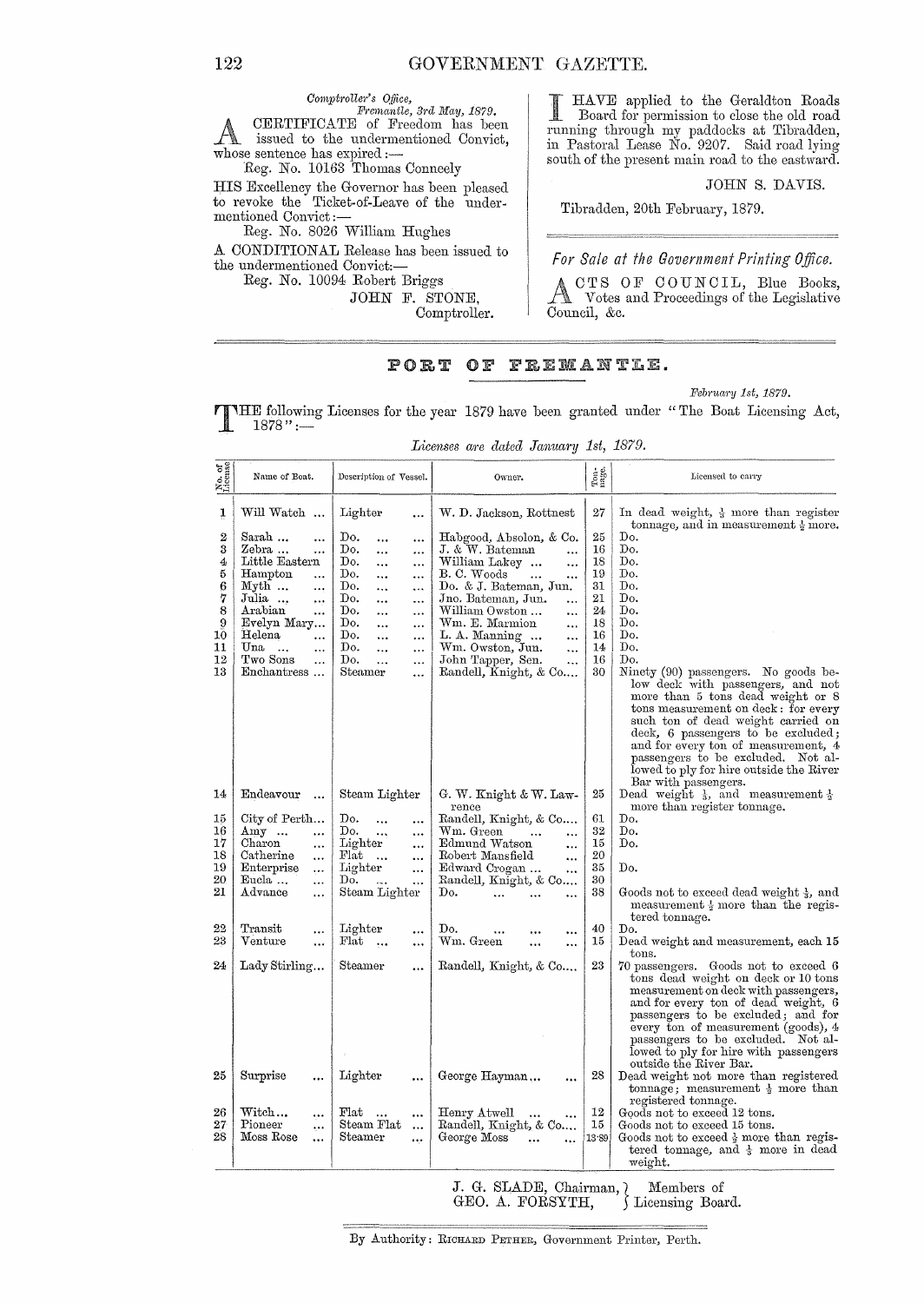*Comptroller's Office,*
*Fremantle, 3rd May, 1879.*

A CERTIFICATE of Freedom has been issued to the undermentioned Convict, whose sentence has expired:—

Reg. No. 10163 Thomas Connecly

HIS Excellency the Governor has been pleased to revoke the Ticket-of-Leave of the undermentioned Convict:—

Reg. No. 8026 William Hughes

A CONDITIONAL Release has been issued to the undermentioned Convict:—

Reg. No. 10094 Robert Briggs

JOHN F. STONE,
Comptroller.

I HAVE applied to the Geraldton Roads Board for permission to close the old road running through my paddocks at Tibradden, in Pastoral Lease No. 9207. Said road lying south of the present main road to the eastward.

JOHN S. DAVIS.

Tibradden, 20th February, 1879.

*For Sale at the Government Printing Office.*

ACTS OF COUNCIL, Blue Books, Votes and Proceedings of the Legislative Council, &c.

## PORT OF FREMANTLE.

*February 1st, 1879.*

THE following Licenses for the year 1879 have been granted under "The Boat Licensing Act, 1878":—

*Licenses are dated January 1st, 1879.*

| No. of License | Name of Boat. | Description of Vessel. | Owner. | Tonnage. | Licensed to carry |
|---|---|---|---|---|---|
| 1 | Will Watch ... | Lighter ... | W. D. Jackson, Rottnest | 27 | In dead weight, ⅓ more than register tonnage, and in measurement ½ more. |
| 2 | Sarah ... | Do. | Habgood, Absolon, & Co. | 25 | Do. |
| 3 | Zebra ... | Do. | J. & W. Bateman | 16 | Do. |
| 4 | Little Eastern | Do. | William Lakey ... | 18 | Do. |
| 5 | Hampton | Do. | B. C. Woods | 19 | Do. |
| 6 | Myth ... | Do. | Do. & J. Bateman, Jun. | 31 | Do. |
| 7 | Julia ... | Do. | Jno. Bateman, Jun. | 21 | Do. |
| 8 | Arabian | Do. | William Owston ... | 24 | Do. |
| 9 | Evelyn Mary... | Do. | Wm. E. Marmion | 18 | Do. |
| 10 | Helena | Do. | L. A. Manning ... | 16 | Do. |
| 11 | Una ... | Do. | Wm. Owston, Jun. | 14 | Do. |
| 12 | Two Sons | Do. | John Tapper, Sen. | 16 | Do. |
| 13 | Enchantress ... | Steamer | Randell, Knight, & Co.... | 30 | Ninety (90) passengers. No goods below deck with passengers, and not more than 5 tons dead weight or 8 tons measurement on deck: for every such ton of dead weight carried on deck, 6 passengers to be excluded; and for every ton of measurement, 4 passengers to be excluded. Not allowed to ply for hire outside the River Bar with passengers. |
| 14 | Endeavour ... | Steam Lighter | G. W. Knight & W. Lawrence | 25 | Dead weight ⅓, and measurement ½ more than register tonnage. |
| 15 | City of Perth... | Do. | Randell, Knight, & Co.... | 61 | Do. |
| 16 | Amy ... | Do. | Wm. Green | 32 | Do. |
| 17 | Charon | Lighter | Edmund Watson | 15 | Do. |
| 18 | Catherine | Flat ... | Robert Mansfield | 20 | |
| 19 | Enterprise | Lighter | Edward Crogan ... | 35 | Do. |
| 20 | Eucla ... | Do. | Randell, Knight, & Co.... | 30 | |
| 21 | Advance | Steam Lighter | Do. | 38 | Goods not to exceed dead weight ⅓, and measurement ½ more than the registered tonnage. |
| 22 | Transit | Lighter | Do. | 40 | Do. |
| 23 | Venture | Flat ... | Wm. Green | 15 | Dead weight and measurement, each 15 tons. |
| 24 | Lady Stirling... | Steamer | Randell, Knight, & Co.... | 23 | 70 passengers. Goods not to exceed 6 tons dead weight on deck or 10 tons measurement on deck with passengers, and for every ton of dead weight, 6 passengers to be excluded; and for every ton of measurement (goods), 4 passengers to be excluded. Not allowed to ply for hire with passengers outside the River Bar. |
| 25 | Surprise | Lighter | George Hayman... | 28 | Dead weight not more than registered tonnage; measurement ½ more than registered tonnage. |
| 26 | Witch... | Flat ... | Henry Atwell | 12 | Goods not to exceed 12 tons. |
| 27 | Pioneer | Steam Flat | Randell, Knight, & Co.... | 15 | Goods not to exceed 15 tons. |
| 28 | Moss Rose | Steamer | George Moss | 13·89 | Goods not to exceed ½ more than registered tonnage, and ⅓ more in dead weight. |

J. G. SLADE, Chairman, } Members of
GEO. A. FORSYTH, } Licensing Board.

By Authority: RICHARD PETHER, Government Printer, Perth.